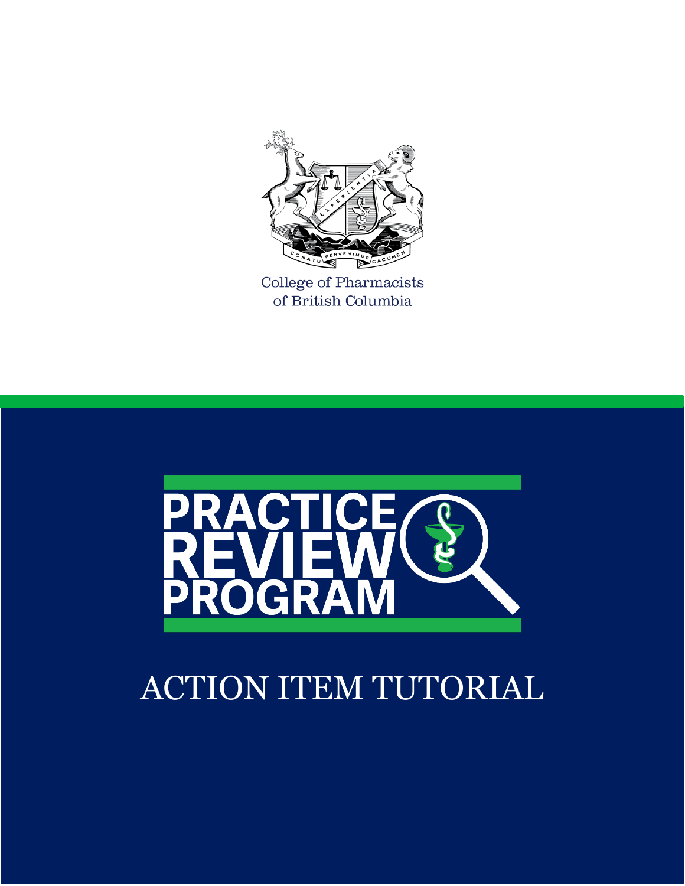College of Pharmacists of British Columbia

# PRACTICE REVIEW PROGRAM

## ACTION ITEM TUTORIAL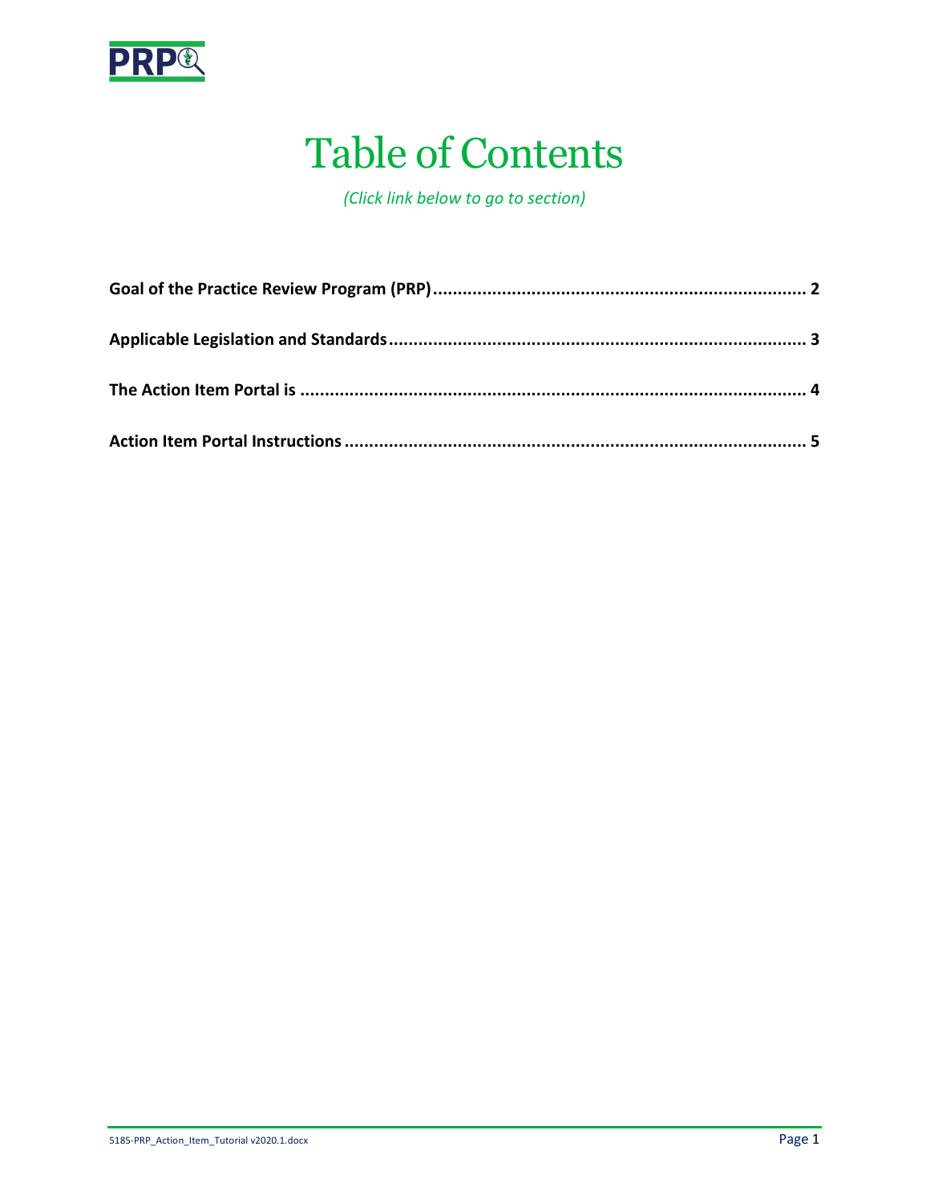# Table of Contents

*(Click link below to go to section)*

**Goal of the Practice Review Program (PRP)** ........................................................................... **2**

**Applicable Legislation and Standards** .................................................................................... **3**

**The Action Item Portal is** ....................................................................................................... **4**

**Action Item Portal Instructions** ............................................................................................ **5**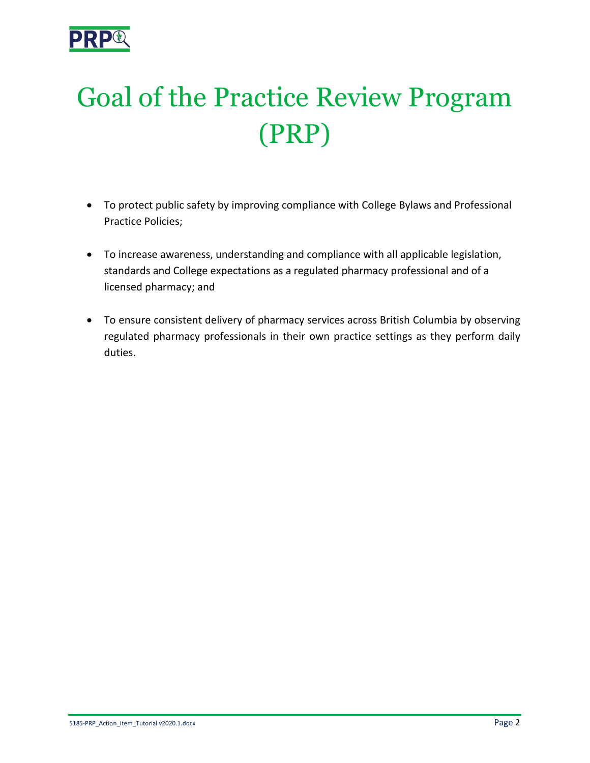# Goal of the Practice Review Program (PRP)

- To protect public safety by improving compliance with College Bylaws and Professional Practice Policies;
- To increase awareness, understanding and compliance with all applicable legislation, standards and College expectations as a regulated pharmacy professional and of a licensed pharmacy; and
- To ensure consistent delivery of pharmacy services across British Columbia by observing regulated pharmacy professionals in their own practice settings as they perform daily duties.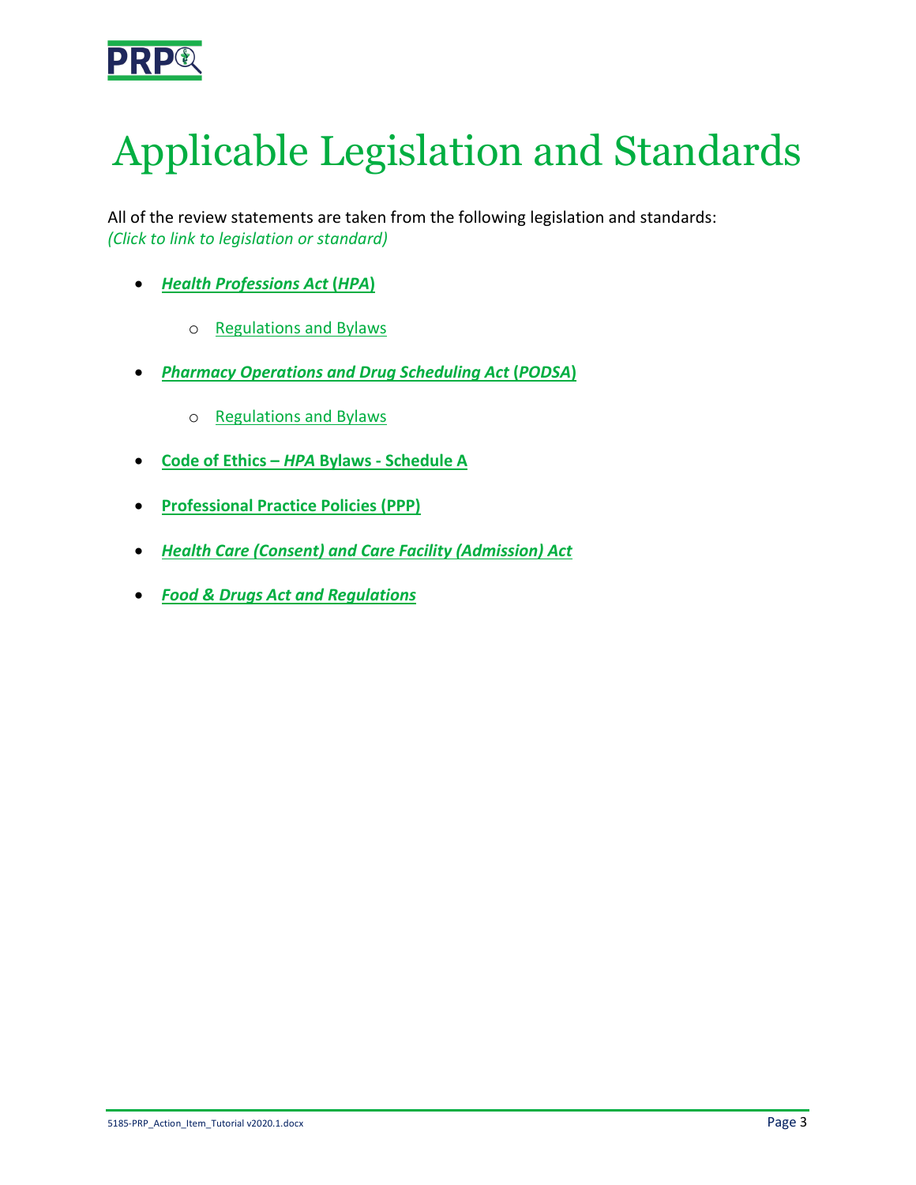# Applicable Legislation and Standards

All of the review statements are taken from the following legislation and standards:
*(Click to link to legislation or standard)*

- ***Health Professions Act*** **(*HPA*)**
    - Regulations and Bylaws
- ***Pharmacy Operations and Drug Scheduling Act*** **(*PODSA*)**
    - Regulations and Bylaws
- **Code of Ethics – *HPA* Bylaws - Schedule A**
- **Professional Practice Policies (PPP)**
- ***Health Care (Consent) and Care Facility (Admission) Act***
- ***Food & Drugs Act and Regulations***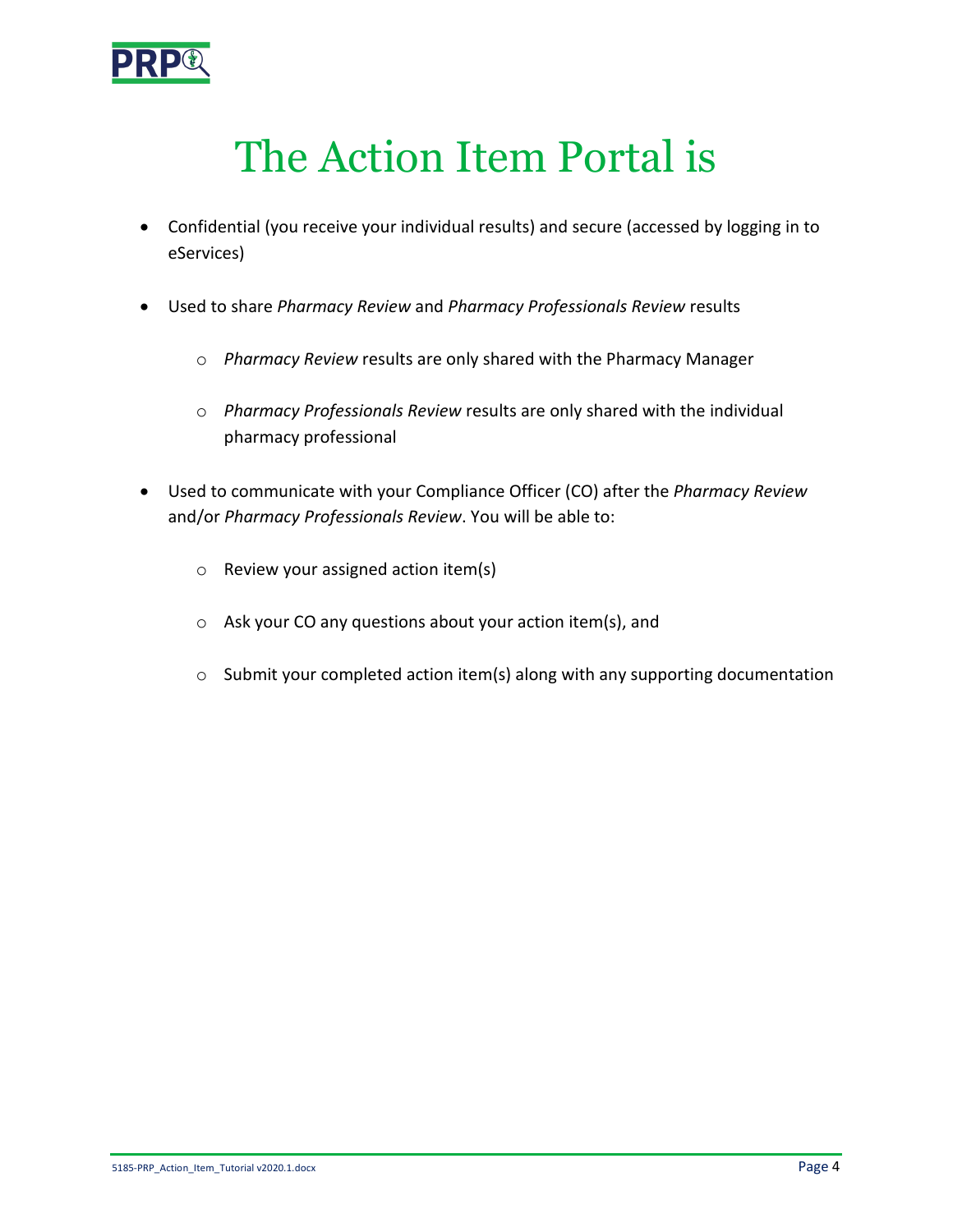# The Action Item Portal is

- Confidential (you receive your individual results) and secure (accessed by logging in to eServices)
- Used to share *Pharmacy Review* and *Pharmacy Professionals Review* results
  - *Pharmacy Review* results are only shared with the Pharmacy Manager
  - *Pharmacy Professionals Review* results are only shared with the individual pharmacy professional
- Used to communicate with your Compliance Officer (CO) after the *Pharmacy Review* and/or *Pharmacy Professionals Review*. You will be able to:
  - Review your assigned action item(s)
  - Ask your CO any questions about your action item(s), and
  - Submit your completed action item(s) along with any supporting documentation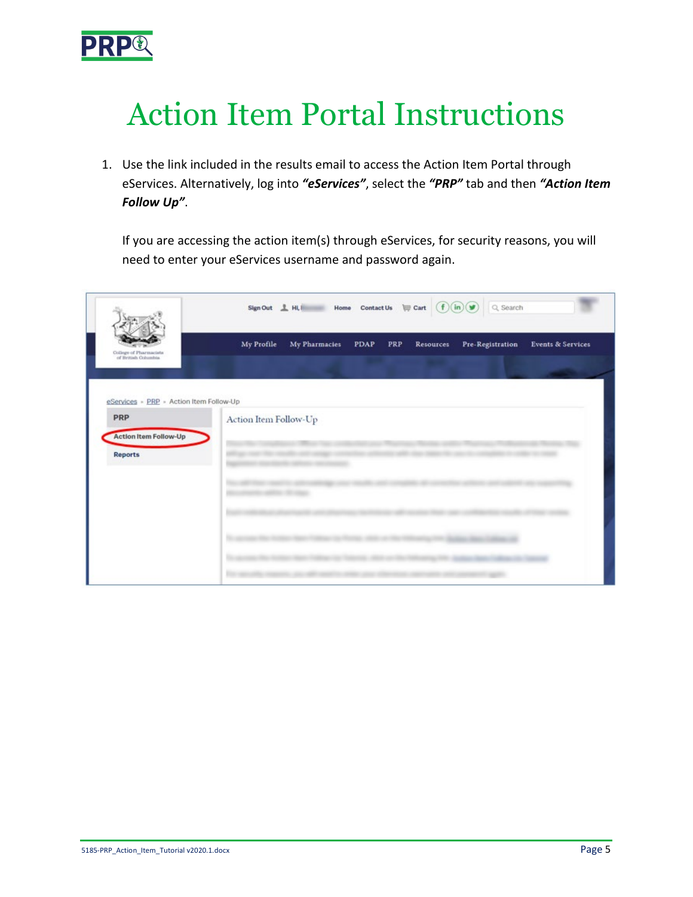# Action Item Portal Instructions

1. Use the link included in the results email to access the Action Item Portal through eServices. Alternatively, log into ***"eServices"***, select the ***"PRP"*** tab and then ***"Action Item Follow Up"***.

   If you are accessing the action item(s) through eServices, for security reasons, you will need to enter your eServices username and password again.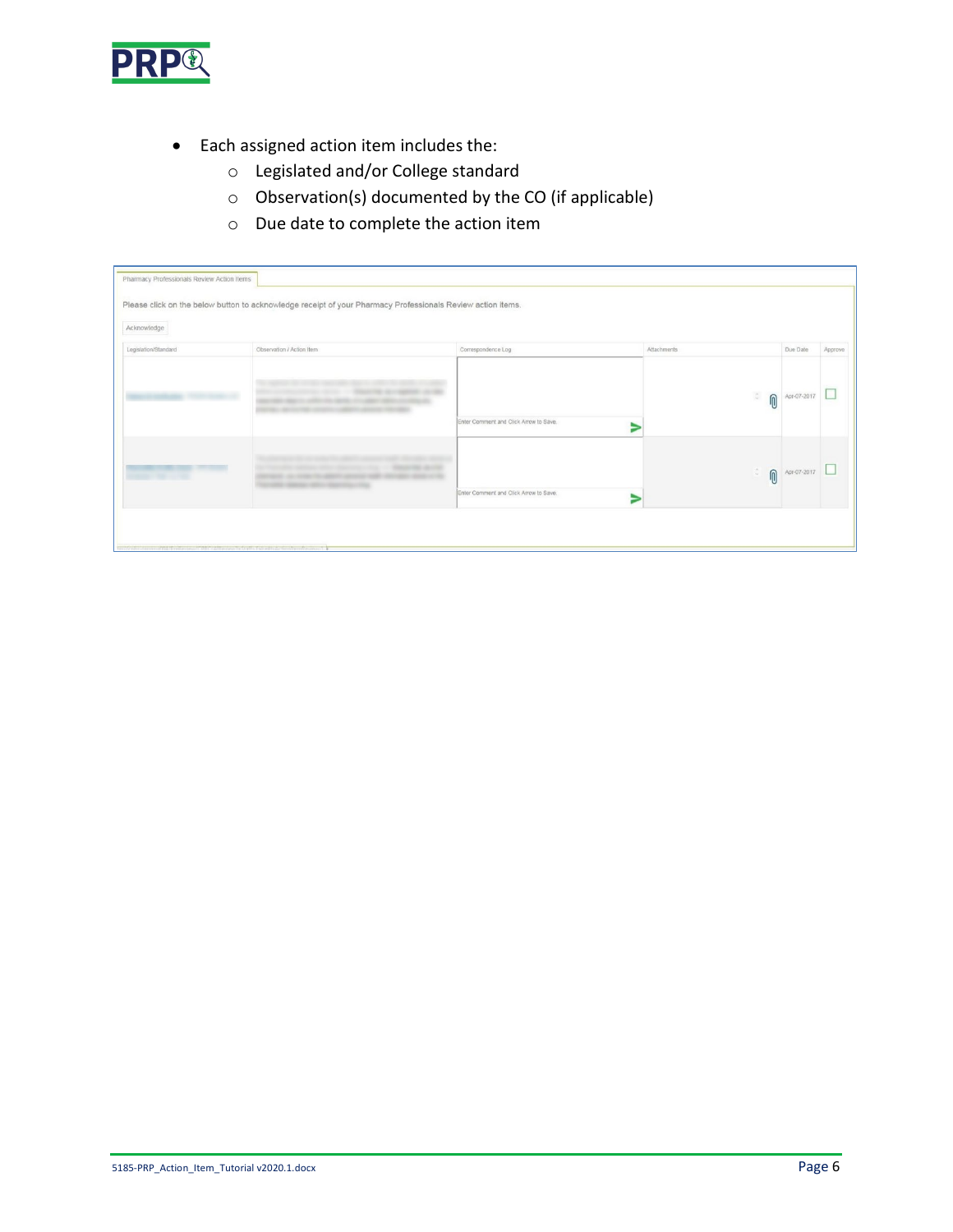- Each assigned action item includes the:
  - Legislated and/or College standard
  - Observation(s) documented by the CO (if applicable)
  - Due date to complete the action item

Pharmacy Professionals Review Action Items

Please click on the below button to acknowledge receipt of your Pharmacy Professionals Review action items.

Acknowledge

| Legislation/Standard | Observation / Action Item | Correspondence Log | Attachments | Due Date | Approve |
|---|---|---|---|---|---|
| | | Enter Comment and Click Arrow to Save. | | Apr-07-2017 | |
| | | Enter Comment and Click Arrow to Save. | | Apr-07-2017 | |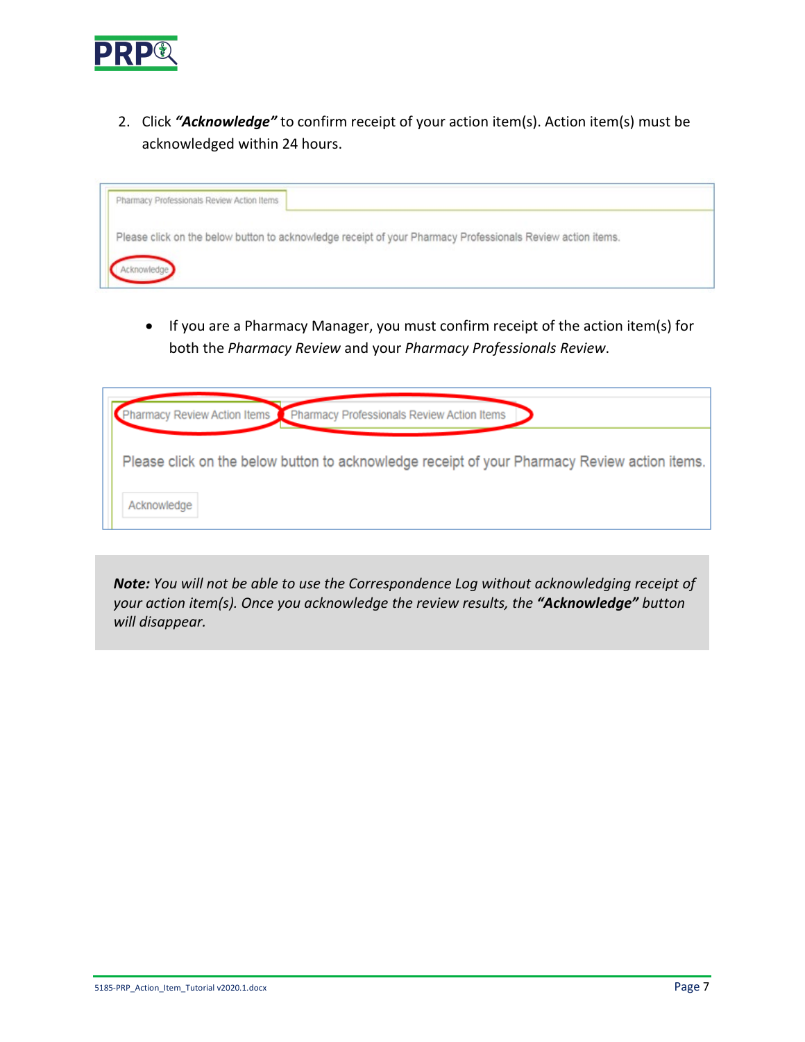2. Click ***"Acknowledge"*** to confirm receipt of your action item(s). Action item(s) must be acknowledged within 24 hours.

   - If you are a Pharmacy Manager, you must confirm receipt of the action item(s) for both the *Pharmacy Review* and your *Pharmacy Professionals Review*.

> ***Note:** You will not be able to use the Correspondence Log without acknowledging receipt of your action item(s). Once you acknowledge the review results, the **"Acknowledge"** button will disappear.*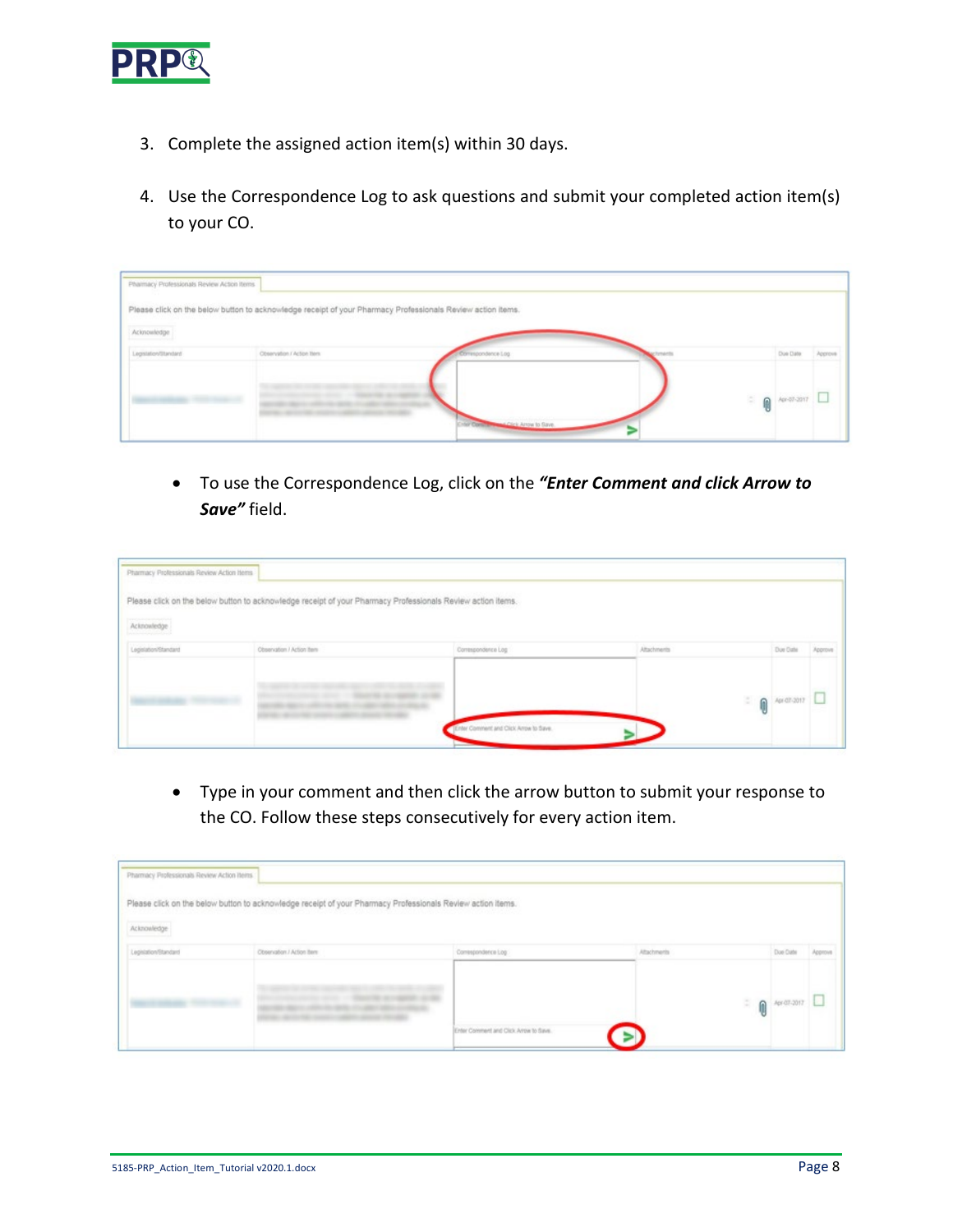3. Complete the assigned action item(s) within 30 days.

4. Use the Correspondence Log to ask questions and submit your completed action item(s) to your CO.

    - To use the Correspondence Log, click on the ***"Enter Comment and click Arrow to Save"*** field.

    - Type in your comment and then click the arrow button to submit your response to the CO. Follow these steps consecutively for every action item.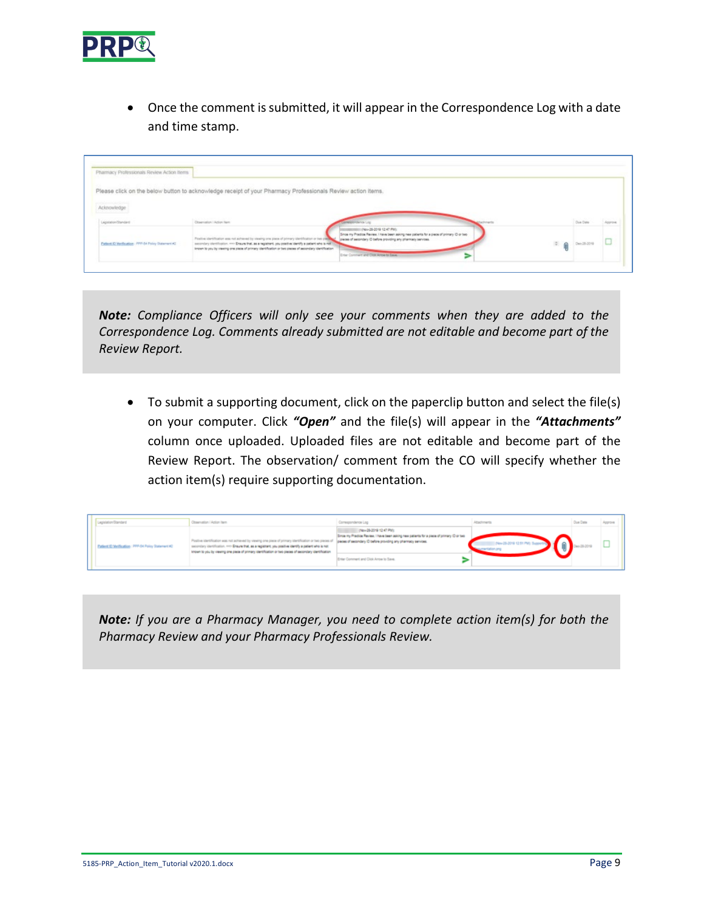- Once the comment is submitted, it will appear in the Correspondence Log with a date and time stamp.

> ***Note:*** *Compliance Officers will only see your comments when they are added to the Correspondence Log. Comments already submitted are not editable and become part of the Review Report.*

- To submit a supporting document, click on the paperclip button and select the file(s) on your computer. Click ***"Open"*** and the file(s) will appear in the ***"Attachments"*** column once uploaded. Uploaded files are not editable and become part of the Review Report. The observation/ comment from the CO will specify whether the action item(s) require supporting documentation.

> ***Note:*** *If you are a Pharmacy Manager, you need to complete action item(s) for both the Pharmacy Review and your Pharmacy Professionals Review.*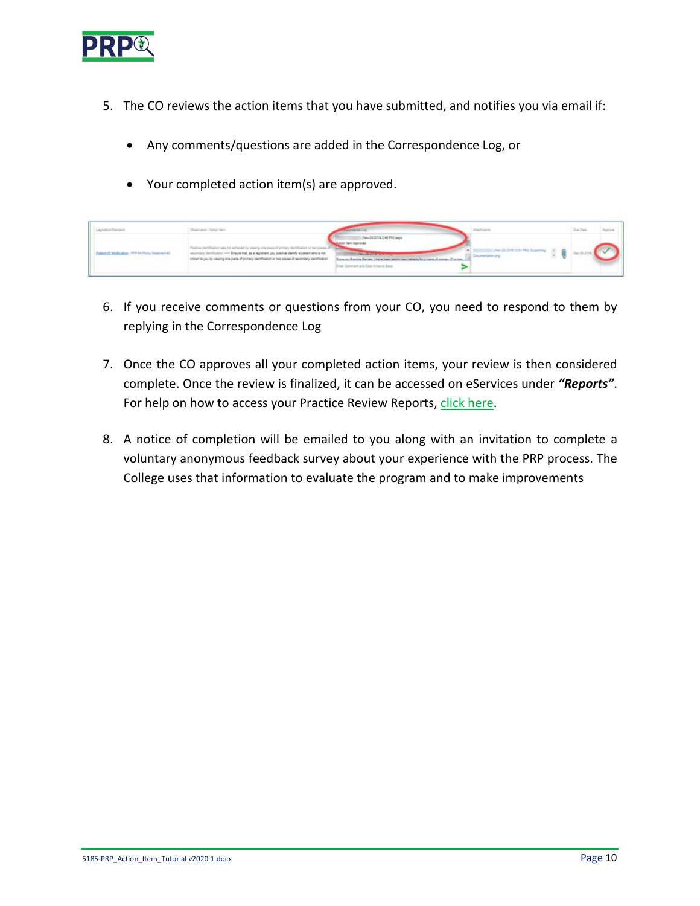5. The CO reviews the action items that you have submitted, and notifies you via email if:

   - Any comments/questions are added in the Correspondence Log, or
   - Your completed action item(s) are approved.

6. If you receive comments or questions from your CO, you need to respond to them by replying in the Correspondence Log

7. Once the CO approves all your completed action items, your review is then considered complete. Once the review is finalized, it can be accessed on eServices under ***"Reports"***. For help on how to access your Practice Review Reports, click here.

8. A notice of completion will be emailed to you along with an invitation to complete a voluntary anonymous feedback survey about your experience with the PRP process. The College uses that information to evaluate the program and to make improvements